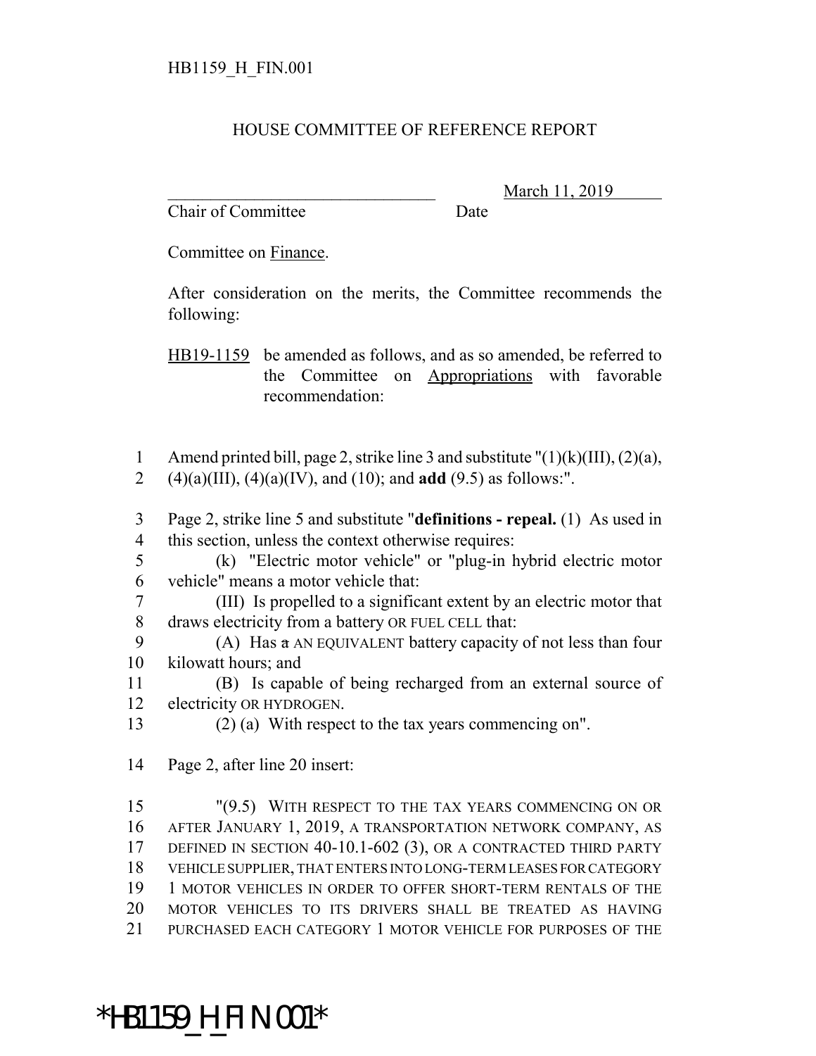HB1159_H_FIN.001

HOUSE COMMITTEE OF REFERENCE REPORT

_______________________________ March 11, 2019

Chair of Committee Date

Committee on Finance.

After consideration on the merits, the Committee recommends the following:

HB19-1159 be amended as follows, and as so amended, be referred to the Committee on Appropriations with favorable recommendation:

1 Amend printed bill, page 2, strike line 3 and substitute "(1)(k)(III), (2)(a),
2 (4)(a)(III), (4)(a)(IV), and (10); and **add** (9.5) as follows:".

3 Page 2, strike line 5 and substitute "**definitions - repeal.** (1) As used in
4 this section, unless the context otherwise requires:
5 (k) "Electric motor vehicle" or "plug-in hybrid electric motor
6 vehicle" means a motor vehicle that:
7 (III) Is propelled to a significant extent by an electric motor that
8 draws electricity from a battery OR FUEL CELL that:
9 (A) Has a AN EQUIVALENT battery capacity of not less than four
10 kilowatt hours; and
11 (B) Is capable of being recharged from an external source of
12 electricity OR HYDROGEN.
13 (2) (a) With respect to the tax years commencing on".

14 Page 2, after line 20 insert:

15 "(9.5) WITH RESPECT TO THE TAX YEARS COMMENCING ON OR
16 AFTER JANUARY 1, 2019, A TRANSPORTATION NETWORK COMPANY, AS
17 DEFINED IN SECTION 40-10.1-602 (3), OR A CONTRACTED THIRD PARTY
18 VEHICLE SUPPLIER, THAT ENTERS INTO LONG-TERM LEASES FOR CATEGORY
19 1 MOTOR VEHICLES IN ORDER TO OFFER SHORT-TERM RENTALS OF THE
20 MOTOR VEHICLES TO ITS DRIVERS SHALL BE TREATED AS HAVING
21 PURCHASED EACH CATEGORY 1 MOTOR VEHICLE FOR PURPOSES OF THE

*HB1159_H_FIN.001*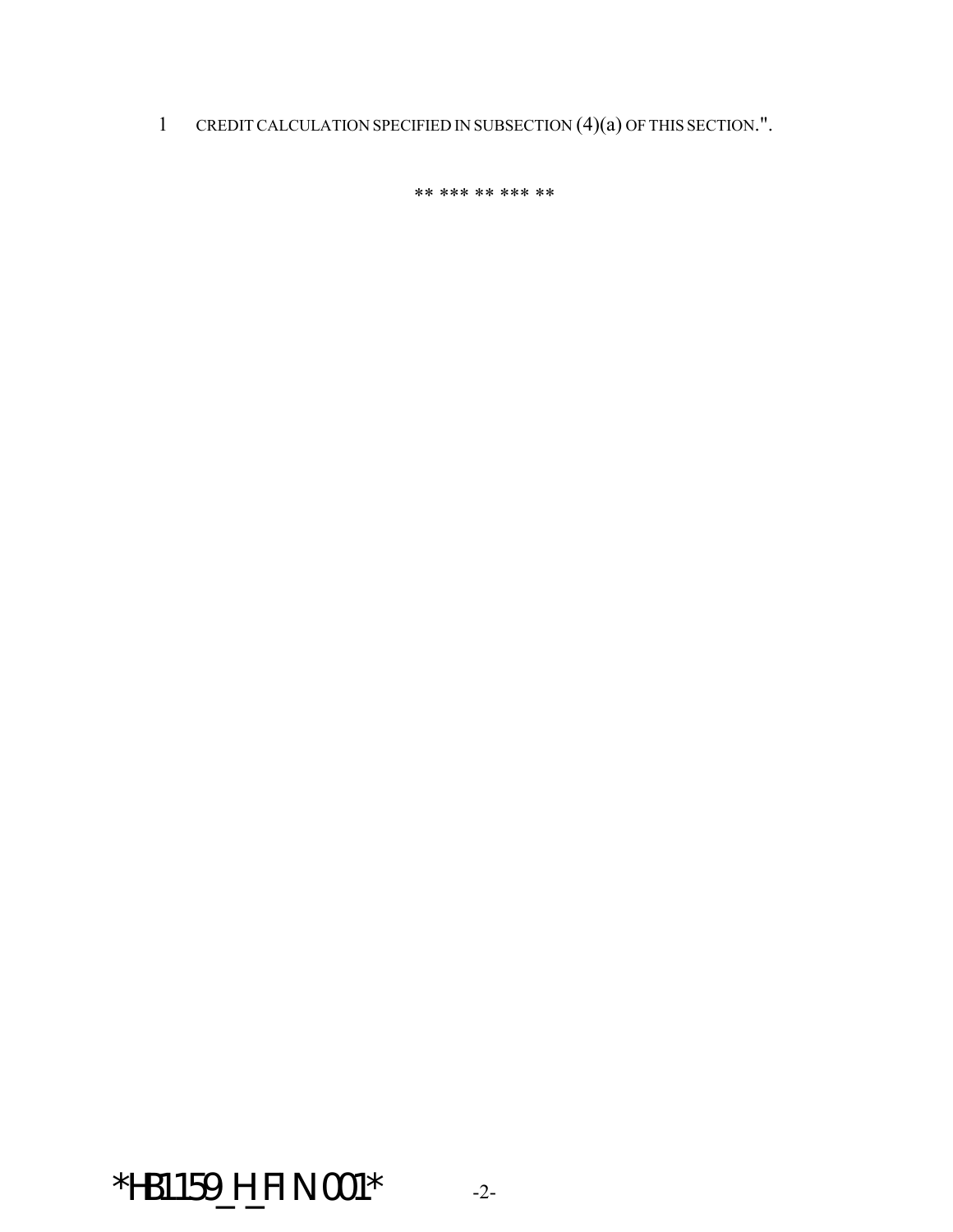1 CREDIT CALCULATION SPECIFIED IN SUBSECTION (4)(a) OF THIS SECTION.".

** *** ** *** **

*HB1159_H_FIN.001*